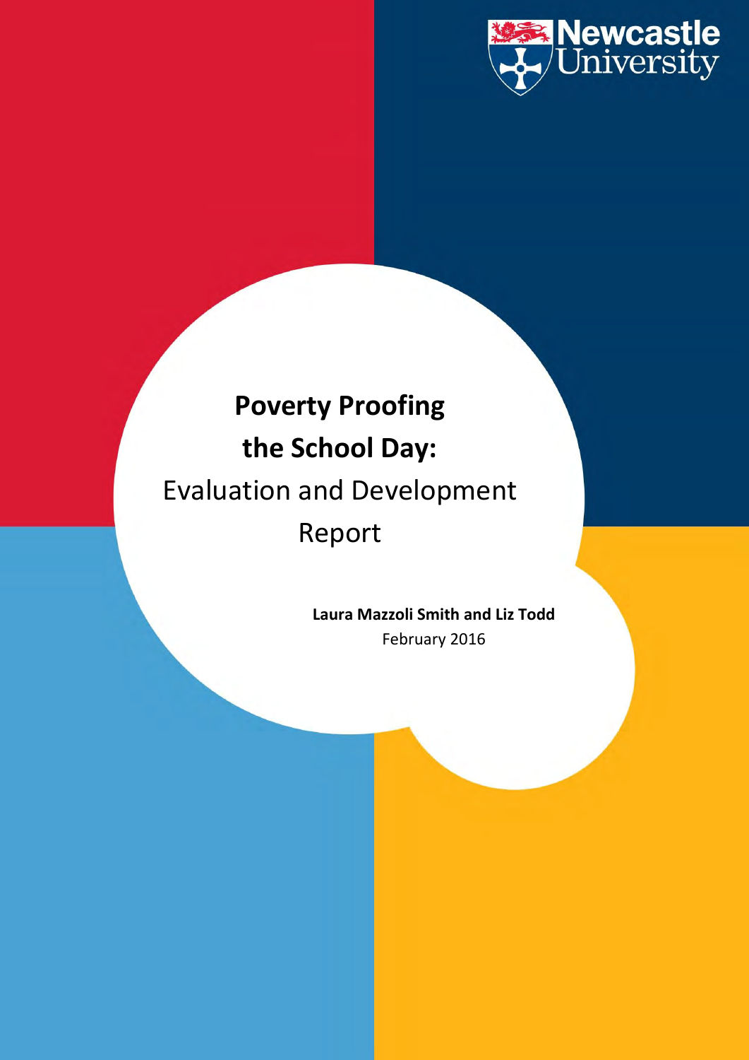Newcastle University

# Poverty Proofing the School Day:

## Evaluation and Development Report

**Laura Mazzoli Smith and Liz Todd**

February 2016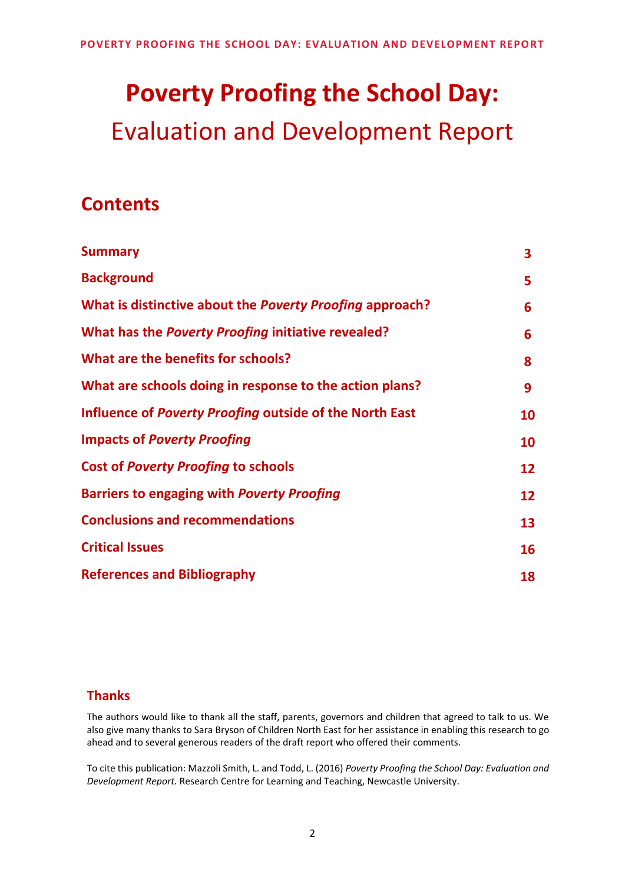# **Poverty Proofing the School Day:**

## Evaluation and Development Report

## Contents

| | |
|---|---|
| **Summary** | **3** |
| **Background** | **5** |
| **What is distinctive about the *Poverty Proofing* approach?** | **6** |
| **What has the *Poverty Proofing* initiative revealed?** | **6** |
| **What are the benefits for schools?** | **8** |
| **What are schools doing in response to the action plans?** | **9** |
| **Influence of *Poverty Proofing* outside of the North East** | **10** |
| **Impacts of *Poverty Proofing*** | **10** |
| **Cost of *Poverty Proofing* to schools** | **12** |
| **Barriers to engaging with *Poverty Proofing*** | **12** |
| **Conclusions and recommendations** | **13** |
| **Critical Issues** | **16** |
| **References and Bibliography** | **18** |

### Thanks

The authors would like to thank all the staff, parents, governors and children that agreed to talk to us. We also give many thanks to Sara Bryson of Children North East for her assistance in enabling this research to go ahead and to several generous readers of the draft report who offered their comments.

To cite this publication: Mazzoli Smith, L. and Todd, L. (2016) *Poverty Proofing the School Day: Evaluation and Development Report.* Research Centre for Learning and Teaching, Newcastle University.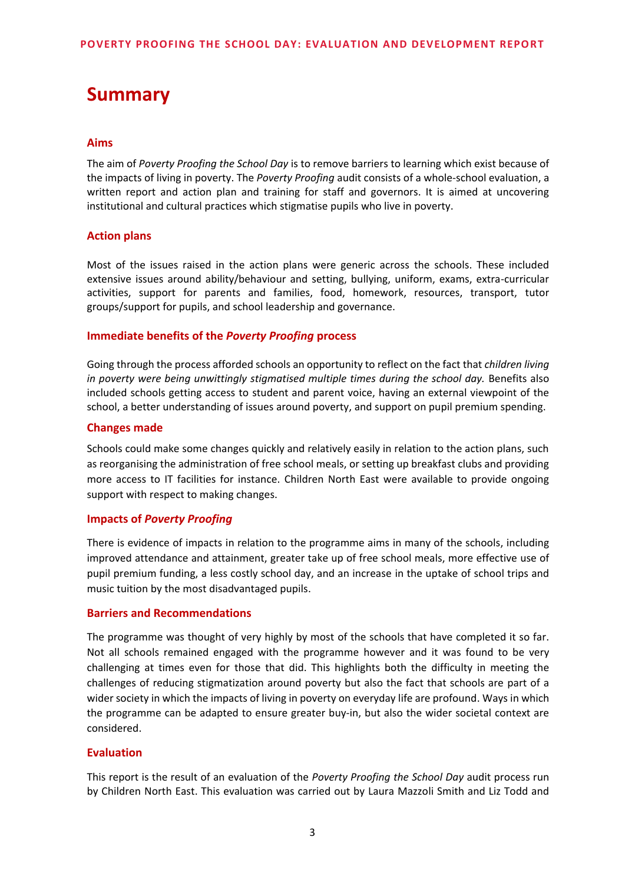# Summary

### Aims

The aim of *Poverty Proofing the School Day* is to remove barriers to learning which exist because of the impacts of living in poverty. The *Poverty Proofing* audit consists of a whole-school evaluation, a written report and action plan and training for staff and governors. It is aimed at uncovering institutional and cultural practices which stigmatise pupils who live in poverty.

### Action plans

Most of the issues raised in the action plans were generic across the schools. These included extensive issues around ability/behaviour and setting, bullying, uniform, exams, extra-curricular activities, support for parents and families, food, homework, resources, transport, tutor groups/support for pupils, and school leadership and governance.

### Immediate benefits of the *Poverty Proofing* process

Going through the process afforded schools an opportunity to reflect on the fact that *children living in poverty were being unwittingly stigmatised multiple times during the school day.* Benefits also included schools getting access to student and parent voice, having an external viewpoint of the school, a better understanding of issues around poverty, and support on pupil premium spending.

### Changes made

Schools could make some changes quickly and relatively easily in relation to the action plans, such as reorganising the administration of free school meals, or setting up breakfast clubs and providing more access to IT facilities for instance. Children North East were available to provide ongoing support with respect to making changes.

### Impacts of *Poverty Proofing*

There is evidence of impacts in relation to the programme aims in many of the schools, including improved attendance and attainment, greater take up of free school meals, more effective use of pupil premium funding, a less costly school day, and an increase in the uptake of school trips and music tuition by the most disadvantaged pupils.

### Barriers and Recommendations

The programme was thought of very highly by most of the schools that have completed it so far. Not all schools remained engaged with the programme however and it was found to be very challenging at times even for those that did. This highlights both the difficulty in meeting the challenges of reducing stigmatization around poverty but also the fact that schools are part of a wider society in which the impacts of living in poverty on everyday life are profound. Ways in which the programme can be adapted to ensure greater buy-in, but also the wider societal context are considered.

### Evaluation

This report is the result of an evaluation of the *Poverty Proofing the School Day* audit process run by Children North East. This evaluation was carried out by Laura Mazzoli Smith and Liz Todd and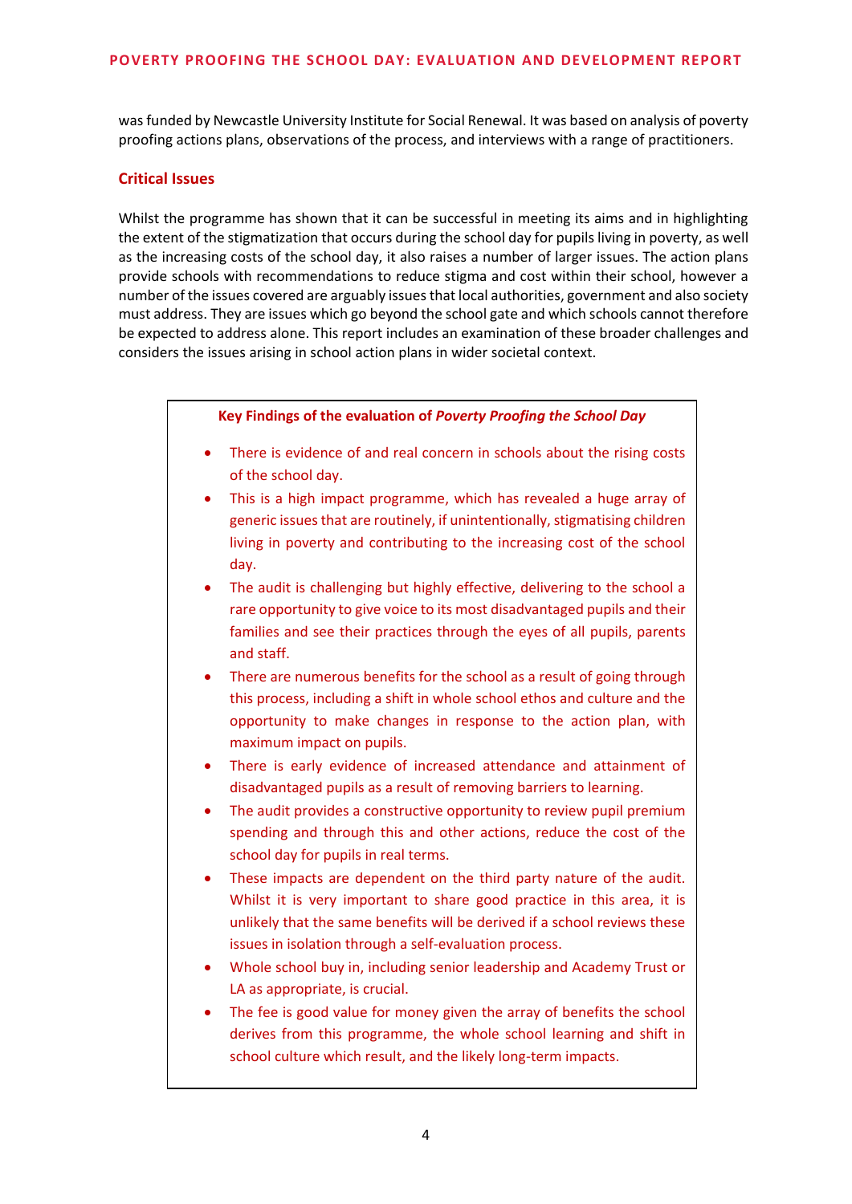was funded by Newcastle University Institute for Social Renewal. It was based on analysis of poverty proofing actions plans, observations of the process, and interviews with a range of practitioners.

## Critical Issues

Whilst the programme has shown that it can be successful in meeting its aims and in highlighting the extent of the stigmatization that occurs during the school day for pupils living in poverty, as well as the increasing costs of the school day, it also raises a number of larger issues. The action plans provide schools with recommendations to reduce stigma and cost within their school, however a number of the issues covered are arguably issues that local authorities, government and also society must address. They are issues which go beyond the school gate and which schools cannot therefore be expected to address alone. This report includes an examination of these broader challenges and considers the issues arising in school action plans in wider societal context.

**Key Findings of the evaluation of *Poverty Proofing the School Day***

- There is evidence of and real concern in schools about the rising costs of the school day.
- This is a high impact programme, which has revealed a huge array of generic issues that are routinely, if unintentionally, stigmatising children living in poverty and contributing to the increasing cost of the school day.
- The audit is challenging but highly effective, delivering to the school a rare opportunity to give voice to its most disadvantaged pupils and their families and see their practices through the eyes of all pupils, parents and staff.
- There are numerous benefits for the school as a result of going through this process, including a shift in whole school ethos and culture and the opportunity to make changes in response to the action plan, with maximum impact on pupils.
- There is early evidence of increased attendance and attainment of disadvantaged pupils as a result of removing barriers to learning.
- The audit provides a constructive opportunity to review pupil premium spending and through this and other actions, reduce the cost of the school day for pupils in real terms.
- These impacts are dependent on the third party nature of the audit. Whilst it is very important to share good practice in this area, it is unlikely that the same benefits will be derived if a school reviews these issues in isolation through a self-evaluation process.
- Whole school buy in, including senior leadership and Academy Trust or LA as appropriate, is crucial.
- The fee is good value for money given the array of benefits the school derives from this programme, the whole school learning and shift in school culture which result, and the likely long-term impacts.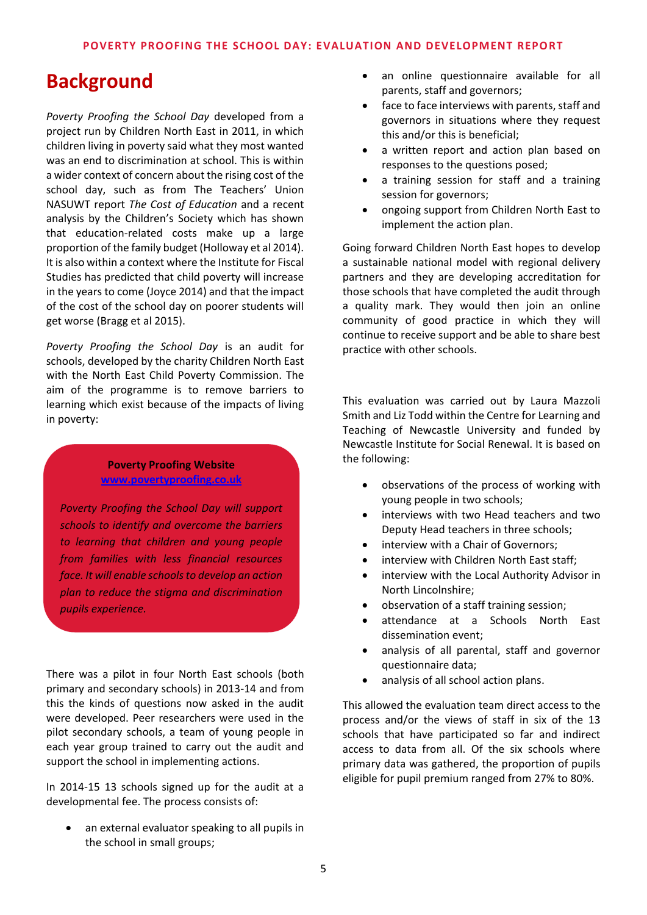# Background

*Poverty Proofing the School Day* developed from a project run by Children North East in 2011, in which children living in poverty said what they most wanted was an end to discrimination at school. This is within a wider context of concern about the rising cost of the school day, such as from The Teachers' Union NASUWT report *The Cost of Education* and a recent analysis by the Children's Society which has shown that education-related costs make up a large proportion of the family budget (Holloway et al 2014). It is also within a context where the Institute for Fiscal Studies has predicted that child poverty will increase in the years to come (Joyce 2014) and that the impact of the cost of the school day on poorer students will get worse (Bragg et al 2015).

*Poverty Proofing the School Day* is an audit for schools, developed by the charity Children North East with the North East Child Poverty Commission. The aim of the programme is to remove barriers to learning which exist because of the impacts of living in poverty:

> **Poverty Proofing Website**
> **[www.povertyproofing.co.uk](http://www.povertyproofing.co.uk)**
>
> *Poverty Proofing the School Day will support schools to identify and overcome the barriers to learning that children and young people from families with less financial resources face. It will enable schools to develop an action plan to reduce the stigma and discrimination pupils experience.*

There was a pilot in four North East schools (both primary and secondary schools) in 2013-14 and from this the kinds of questions now asked in the audit were developed. Peer researchers were used in the pilot secondary schools, a team of young people in each year group trained to carry out the audit and support the school in implementing actions.

In 2014-15 13 schools signed up for the audit at a developmental fee. The process consists of:

- an external evaluator speaking to all pupils in the school in small groups;
- an online questionnaire available for all parents, staff and governors;
- face to face interviews with parents, staff and governors in situations where they request this and/or this is beneficial;
- a written report and action plan based on responses to the questions posed;
- a training session for staff and a training session for governors;
- ongoing support from Children North East to implement the action plan.

Going forward Children North East hopes to develop a sustainable national model with regional delivery partners and they are developing accreditation for those schools that have completed the audit through a quality mark. They would then join an online community of good practice in which they will continue to receive support and be able to share best practice with other schools.

This evaluation was carried out by Laura Mazzoli Smith and Liz Todd within the Centre for Learning and Teaching of Newcastle University and funded by Newcastle Institute for Social Renewal. It is based on the following:

- observations of the process of working with young people in two schools;
- interviews with two Head teachers and two Deputy Head teachers in three schools;
- interview with a Chair of Governors;
- interview with Children North East staff;
- interview with the Local Authority Advisor in North Lincolnshire;
- observation of a staff training session;
- attendance at a Schools North East dissemination event;
- analysis of all parental, staff and governor questionnaire data;
- analysis of all school action plans.

This allowed the evaluation team direct access to the process and/or the views of staff in six of the 13 schools that have participated so far and indirect access to data from all. Of the six schools where primary data was gathered, the proportion of pupils eligible for pupil premium ranged from 27% to 80%.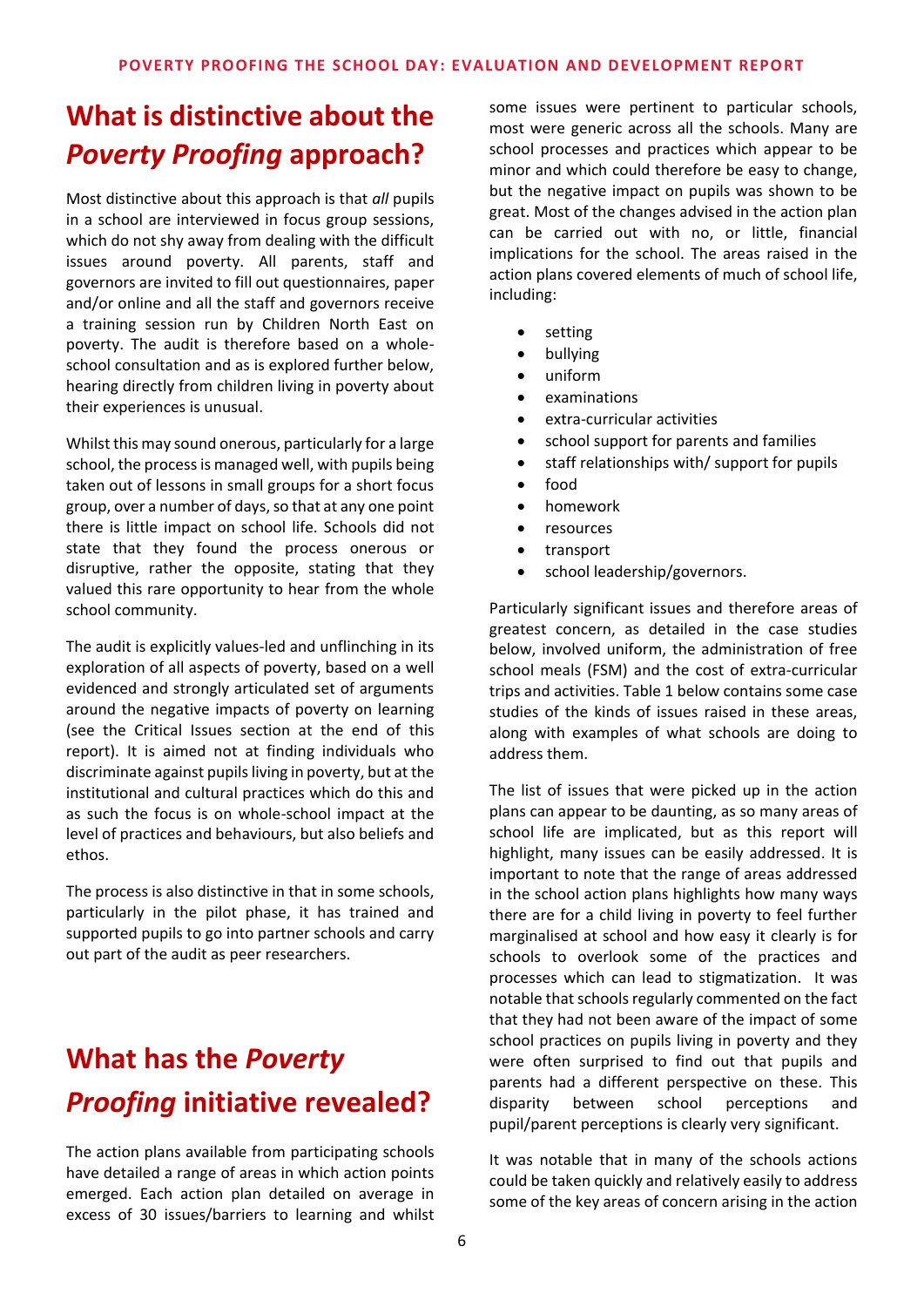## What is distinctive about the *Poverty Proofing* approach?

Most distinctive about this approach is that *all* pupils in a school are interviewed in focus group sessions, which do not shy away from dealing with the difficult issues around poverty. All parents, staff and governors are invited to fill out questionnaires, paper and/or online and all the staff and governors receive a training session run by Children North East on poverty. The audit is therefore based on a whole-school consultation and as is explored further below, hearing directly from children living in poverty about their experiences is unusual.

Whilst this may sound onerous, particularly for a large school, the process is managed well, with pupils being taken out of lessons in small groups for a short focus group, over a number of days, so that at any one point there is little impact on school life. Schools did not state that they found the process onerous or disruptive, rather the opposite, stating that they valued this rare opportunity to hear from the whole school community.

The audit is explicitly values-led and unflinching in its exploration of all aspects of poverty, based on a well evidenced and strongly articulated set of arguments around the negative impacts of poverty on learning (see the Critical Issues section at the end of this report). It is aimed not at finding individuals who discriminate against pupils living in poverty, but at the institutional and cultural practices which do this and as such the focus is on whole-school impact at the level of practices and behaviours, but also beliefs and ethos.

The process is also distinctive in that in some schools, particularly in the pilot phase, it has trained and supported pupils to go into partner schools and carry out part of the audit as peer researchers.

## What has the *Poverty Proofing* initiative revealed?

The action plans available from participating schools have detailed a range of areas in which action points emerged. Each action plan detailed on average in excess of 30 issues/barriers to learning and whilst some issues were pertinent to particular schools, most were generic across all the schools. Many are school processes and practices which appear to be minor and which could therefore be easy to change, but the negative impact on pupils was shown to be great. Most of the changes advised in the action plan can be carried out with no, or little, financial implications for the school. The areas raised in the action plans covered elements of much of school life, including:

- setting
- bullying
- uniform
- examinations
- extra-curricular activities
- school support for parents and families
- staff relationships with/ support for pupils
- food
- homework
- resources
- transport
- school leadership/governors.

Particularly significant issues and therefore areas of greatest concern, as detailed in the case studies below, involved uniform, the administration of free school meals (FSM) and the cost of extra-curricular trips and activities. Table 1 below contains some case studies of the kinds of issues raised in these areas, along with examples of what schools are doing to address them.

The list of issues that were picked up in the action plans can appear to be daunting, as so many areas of school life are implicated, but as this report will highlight, many issues can be easily addressed. It is important to note that the range of areas addressed in the school action plans highlights how many ways there are for a child living in poverty to feel further marginalised at school and how easy it clearly is for schools to overlook some of the practices and processes which can lead to stigmatization. It was notable that schools regularly commented on the fact that they had not been aware of the impact of some school practices on pupils living in poverty and they were often surprised to find out that pupils and parents had a different perspective on these. This disparity between school perceptions and pupil/parent perceptions is clearly very significant.

It was notable that in many of the schools actions could be taken quickly and relatively easily to address some of the key areas of concern arising in the action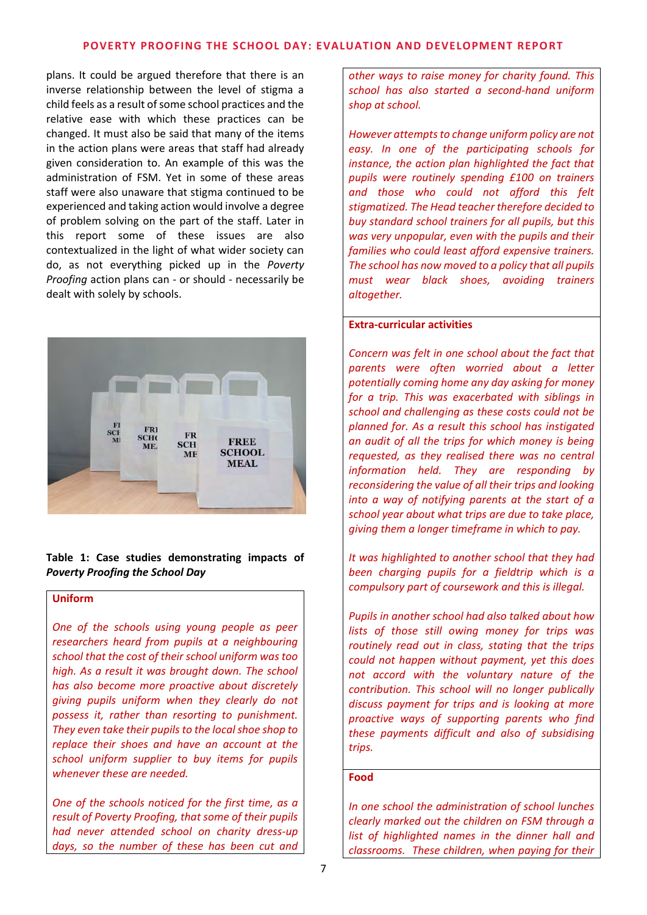plans. It could be argued therefore that there is an inverse relationship between the level of stigma a child feels as a result of some school practices and the relative ease with which these practices can be changed. It must also be said that many of the items in the action plans were areas that staff had already given consideration to. An example of this was the administration of FSM. Yet in some of these areas staff were also unaware that stigma continued to be experienced and taking action would involve a degree of problem solving on the part of the staff. Later in this report some of these issues are also contextualized in the light of what wider society can do, as not everything picked up in the *Poverty Proofing* action plans can - or should - necessarily be dealt with solely by schools.

**Table 1: Case studies demonstrating impacts of *Poverty Proofing the School Day***

**Uniform**

*One of the schools using young people as peer researchers heard from pupils at a neighbouring school that the cost of their school uniform was too high. As a result it was brought down. The school has also become more proactive about discretely giving pupils uniform when they clearly do not possess it, rather than resorting to punishment. They even take their pupils to the local shoe shop to replace their shoes and have an account at the school uniform supplier to buy items for pupils whenever these are needed.*

*One of the schools noticed for the first time, as a result of Poverty Proofing, that some of their pupils had never attended school on charity dress-up days, so the number of these has been cut and other ways to raise money for charity found. This school has also started a second-hand uniform shop at school.*

*However attempts to change uniform policy are not easy. In one of the participating schools for instance, the action plan highlighted the fact that pupils were routinely spending £100 on trainers and those who could not afford this felt stigmatized. The Head teacher therefore decided to buy standard school trainers for all pupils, but this was very unpopular, even with the pupils and their families who could least afford expensive trainers. The school has now moved to a policy that all pupils must wear black shoes, avoiding trainers altogether.*

**Extra-curricular activities**

*Concern was felt in one school about the fact that parents were often worried about a letter potentially coming home any day asking for money for a trip. This was exacerbated with siblings in school and challenging as these costs could not be planned for. As a result this school has instigated an audit of all the trips for which money is being requested, as they realised there was no central information held. They are responding by reconsidering the value of all their trips and looking into a way of notifying parents at the start of a school year about what trips are due to take place, giving them a longer timeframe in which to pay.*

*It was highlighted to another school that they had been charging pupils for a fieldtrip which is a compulsory part of coursework and this is illegal.*

*Pupils in another school had also talked about how lists of those still owing money for trips was routinely read out in class, stating that the trips could not happen without payment, yet this does not accord with the voluntary nature of the contribution. This school will no longer publically discuss payment for trips and is looking at more proactive ways of supporting parents who find these payments difficult and also of subsidising trips.*

**Food**

*In one school the administration of school lunches clearly marked out the children on FSM through a list of highlighted names in the dinner hall and classrooms. These children, when paying for their*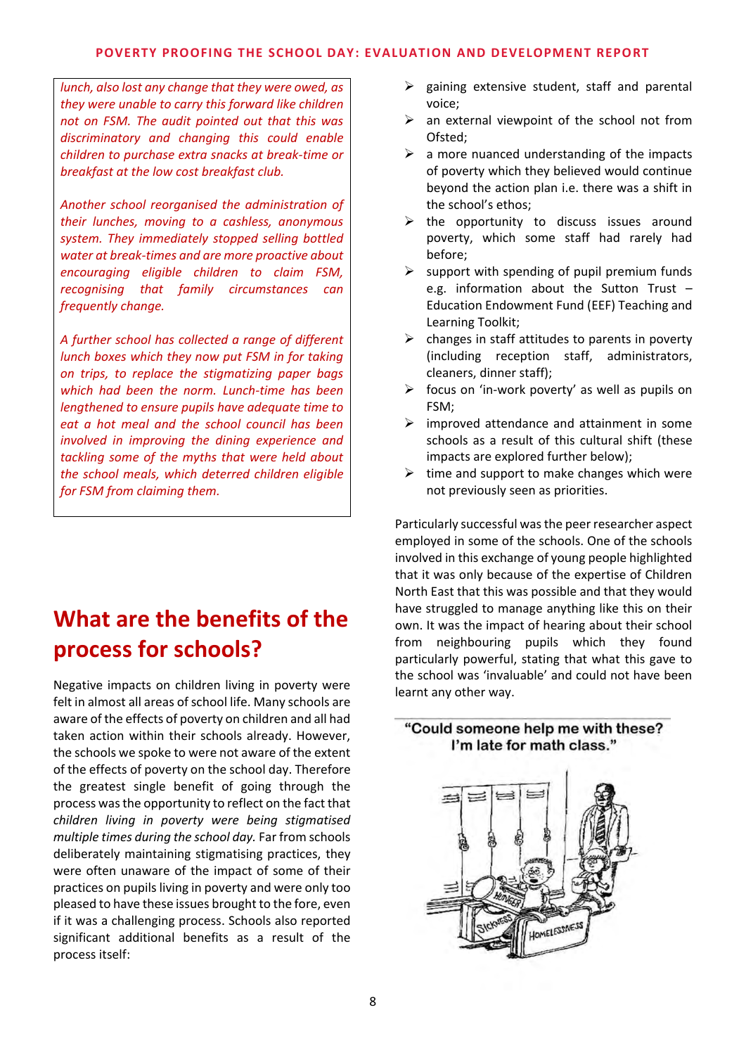*lunch, also lost any change that they were owed, as they were unable to carry this forward like children not on FSM. The audit pointed out that this was discriminatory and changing this could enable children to purchase extra snacks at break-time or breakfast at the low cost breakfast club.*

*Another school reorganised the administration of their lunches, moving to a cashless, anonymous system. They immediately stopped selling bottled water at break-times and are more proactive about encouraging eligible children to claim FSM, recognising that family circumstances can frequently change.*

*A further school has collected a range of different lunch boxes which they now put FSM in for taking on trips, to replace the stigmatizing paper bags which had been the norm. Lunch-time has been lengthened to ensure pupils have adequate time to eat a hot meal and the school council has been involved in improving the dining experience and tackling some of the myths that were held about the school meals, which deterred children eligible for FSM from claiming them.*

## What are the benefits of the process for schools?

Negative impacts on children living in poverty were felt in almost all areas of school life. Many schools are aware of the effects of poverty on children and all had taken action within their schools already. However, the schools we spoke to were not aware of the extent of the effects of poverty on the school day. Therefore the greatest single benefit of going through the process was the opportunity to reflect on the fact that *children living in poverty were being stigmatised multiple times during the school day.* Far from schools deliberately maintaining stigmatising practices, they were often unaware of the impact of some of their practices on pupils living in poverty and were only too pleased to have these issues brought to the fore, even if it was a challenging process. Schools also reported significant additional benefits as a result of the process itself:

- gaining extensive student, staff and parental voice;
- an external viewpoint of the school not from Ofsted;
- a more nuanced understanding of the impacts of poverty which they believed would continue beyond the action plan i.e. there was a shift in the school's ethos;
- the opportunity to discuss issues around poverty, which some staff had rarely had before;
- support with spending of pupil premium funds e.g. information about the Sutton Trust – Education Endowment Fund (EEF) Teaching and Learning Toolkit;
- changes in staff attitudes to parents in poverty (including reception staff, administrators, cleaners, dinner staff);
- focus on 'in-work poverty' as well as pupils on FSM;
- improved attendance and attainment in some schools as a result of this cultural shift (these impacts are explored further below);
- time and support to make changes which were not previously seen as priorities.

Particularly successful was the peer researcher aspect employed in some of the schools. One of the schools involved in this exchange of young people highlighted that it was only because of the expertise of Children North East that this was possible and that they would have struggled to manage anything like this on their own. It was the impact of hearing about their school from neighbouring pupils which they found particularly powerful, stating that what this gave to the school was 'invaluable' and could not have been learnt any other way.

"Could someone help me with these? I'm late for math class."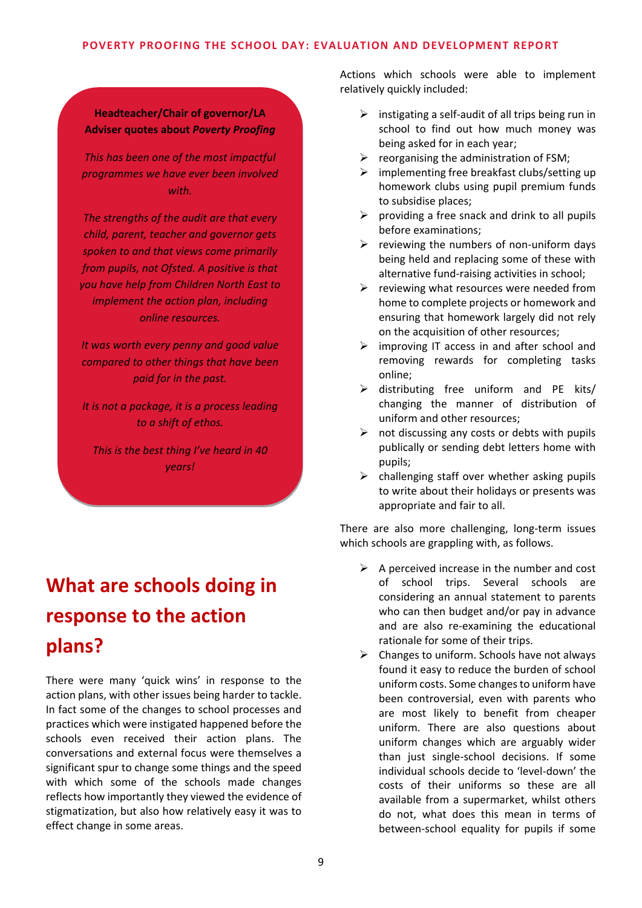**Headteacher/Chair of governor/LA Adviser quotes about *Poverty Proofing***

*This has been one of the most impactful programmes we have ever been involved with.*

*The strengths of the audit are that every child, parent, teacher and governor gets spoken to and that views come primarily from pupils, not Ofsted. A positive is that you have help from Children North East to implement the action plan, including online resources.*

*It was worth every penny and good value compared to other things that have been paid for in the past.*

*It is not a package, it is a process leading to a shift of ethos.*

*This is the best thing I've heard in 40 years!*

## What are schools doing in response to the action plans?

There were many 'quick wins' in response to the action plans, with other issues being harder to tackle. In fact some of the changes to school processes and practices which were instigated happened before the schools even received their action plans. The conversations and external focus were themselves a significant spur to change some things and the speed with which some of the schools made changes reflects how importantly they viewed the evidence of stigmatization, but also how relatively easy it was to effect change in some areas.

Actions which schools were able to implement relatively quickly included:

- instigating a self-audit of all trips being run in school to find out how much money was being asked for in each year;
- reorganising the administration of FSM;
- implementing free breakfast clubs/setting up homework clubs using pupil premium funds to subsidise places;
- providing a free snack and drink to all pupils before examinations;
- reviewing the numbers of non-uniform days being held and replacing some of these with alternative fund-raising activities in school;
- reviewing what resources were needed from home to complete projects or homework and ensuring that homework largely did not rely on the acquisition of other resources;
- improving IT access in and after school and removing rewards for completing tasks online;
- distributing free uniform and PE kits/ changing the manner of distribution of uniform and other resources;
- not discussing any costs or debts with pupils publically or sending debt letters home with pupils;
- challenging staff over whether asking pupils to write about their holidays or presents was appropriate and fair to all.

There are also more challenging, long-term issues which schools are grappling with, as follows.

- A perceived increase in the number and cost of school trips. Several schools are considering an annual statement to parents who can then budget and/or pay in advance and are also re-examining the educational rationale for some of their trips.
- Changes to uniform. Schools have not always found it easy to reduce the burden of school uniform costs. Some changes to uniform have been controversial, even with parents who are most likely to benefit from cheaper uniform. There are also questions about uniform changes which are arguably wider than just single-school decisions. If some individual schools decide to 'level-down' the costs of their uniforms so these are all available from a supermarket, whilst others do not, what does this mean in terms of between-school equality for pupils if some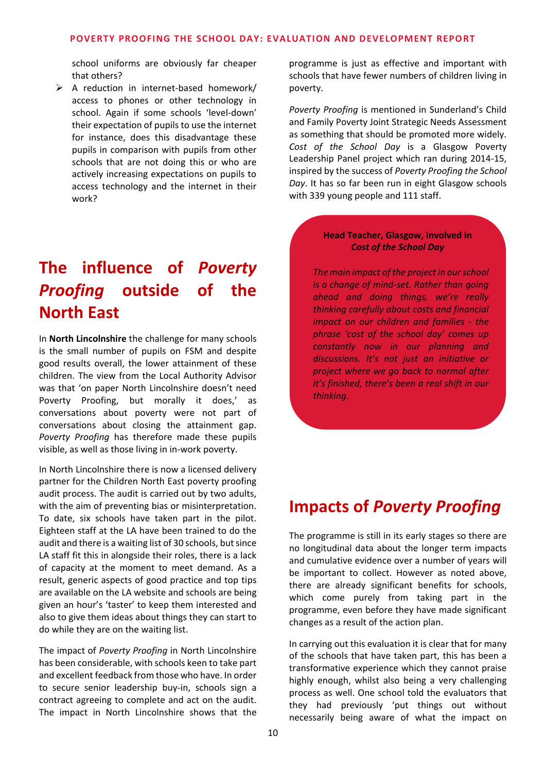school uniforms are obviously far cheaper that others?

- A reduction in internet-based homework/ access to phones or other technology in school. Again if some schools 'level-down' their expectation of pupils to use the internet for instance, does this disadvantage these pupils in comparison with pupils from other schools that are not doing this or who are actively increasing expectations on pupils to access technology and the internet in their work?

## The influence of *Poverty Proofing* outside of the North East

In **North Lincolnshire** the challenge for many schools is the small number of pupils on FSM and despite good results overall, the lower attainment of these children. The view from the Local Authority Advisor was that 'on paper North Lincolnshire doesn't need Poverty Proofing, but morally it does,' as conversations about poverty were not part of conversations about closing the attainment gap. *Poverty Proofing* has therefore made these pupils visible, as well as those living in in-work poverty.

In North Lincolnshire there is now a licensed delivery partner for the Children North East poverty proofing audit process. The audit is carried out by two adults, with the aim of preventing bias or misinterpretation. To date, six schools have taken part in the pilot. Eighteen staff at the LA have been trained to do the audit and there is a waiting list of 30 schools, but since LA staff fit this in alongside their roles, there is a lack of capacity at the moment to meet demand. As a result, generic aspects of good practice and top tips are available on the LA website and schools are being given an hour's 'taster' to keep them interested and also to give them ideas about things they can start to do while they are on the waiting list.

The impact of *Poverty Proofing* in North Lincolnshire has been considerable, with schools keen to take part and excellent feedback from those who have. In order to secure senior leadership buy-in, schools sign a contract agreeing to complete and act on the audit. The impact in North Lincolnshire shows that the programme is just as effective and important with schools that have fewer numbers of children living in poverty.

*Poverty Proofing* is mentioned in Sunderland's Child and Family Poverty Joint Strategic Needs Assessment as something that should be promoted more widely. *Cost of the School Day* is a Glasgow Poverty Leadership Panel project which ran during 2014-15, inspired by the success of *Poverty Proofing the School Day*. It has so far been run in eight Glasgow schools with 339 young people and 111 staff.

**Head Teacher, Glasgow, involved in *Cost of the School Day***

*The main impact of the project in our school is a change of mind-set. Rather than going ahead and doing things, we're really thinking carefully about costs and financial impact on our children and families - the phrase 'cost of the school day' comes up constantly now in our planning and discussions. It's not just an initiative or project where we go back to normal after it's finished, there's been a real shift in our thinking.*

## Impacts of *Poverty Proofing*

The programme is still in its early stages so there are no longitudinal data about the longer term impacts and cumulative evidence over a number of years will be important to collect. However as noted above, there are already significant benefits for schools, which come purely from taking part in the programme, even before they have made significant changes as a result of the action plan.

In carrying out this evaluation it is clear that for many of the schools that have taken part, this has been a transformative experience which they cannot praise highly enough, whilst also being a very challenging process as well. One school told the evaluators that they had previously 'put things out without necessarily being aware of what the impact on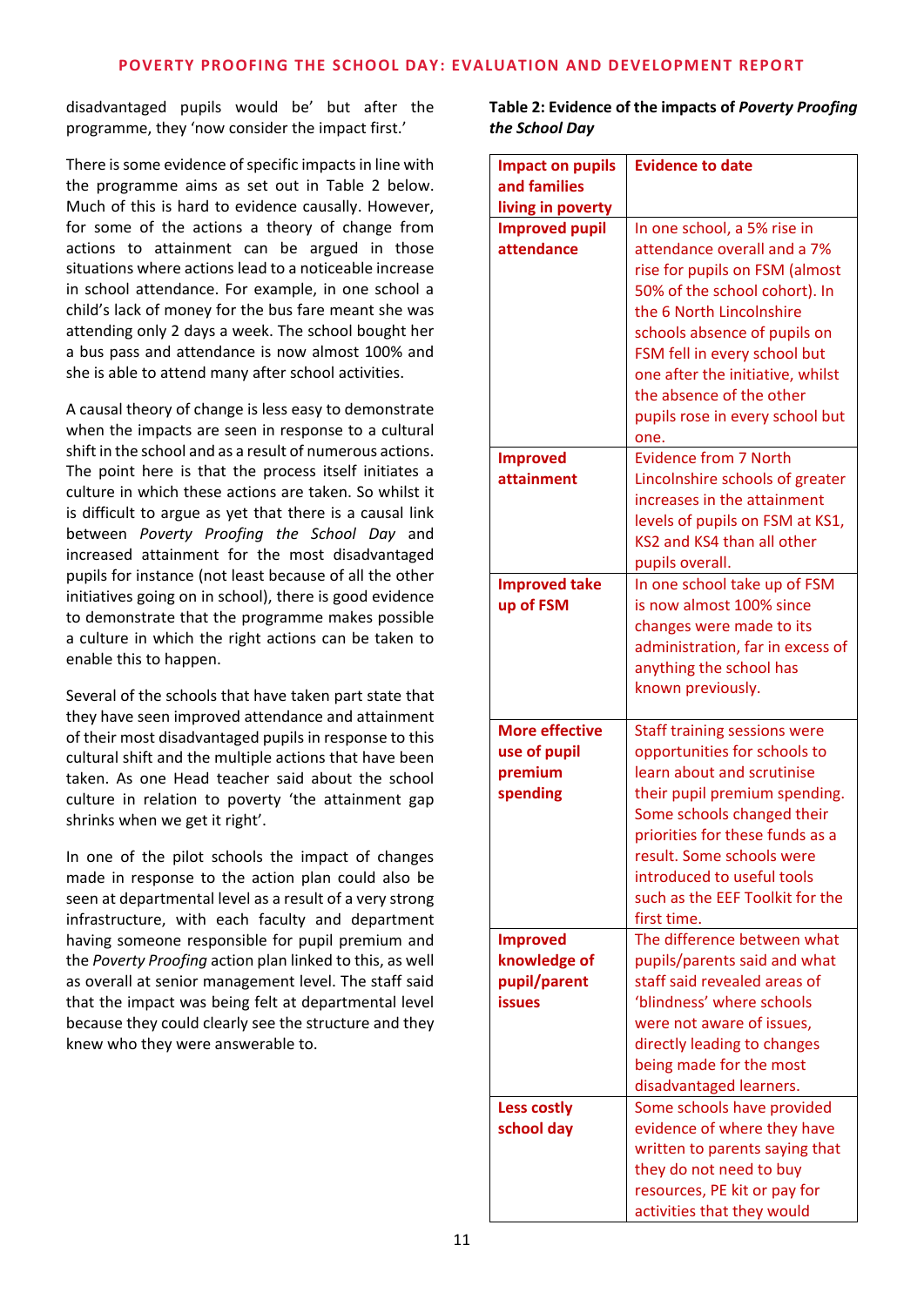disadvantaged pupils would be' but after the programme, they 'now consider the impact first.'

There is some evidence of specific impacts in line with the programme aims as set out in Table 2 below. Much of this is hard to evidence causally. However, for some of the actions a theory of change from actions to attainment can be argued in those situations where actions lead to a noticeable increase in school attendance. For example, in one school a child's lack of money for the bus fare meant she was attending only 2 days a week. The school bought her a bus pass and attendance is now almost 100% and she is able to attend many after school activities.

A causal theory of change is less easy to demonstrate when the impacts are seen in response to a cultural shift in the school and as a result of numerous actions. The point here is that the process itself initiates a culture in which these actions are taken. So whilst it is difficult to argue as yet that there is a causal link between *Poverty Proofing the School Day* and increased attainment for the most disadvantaged pupils for instance (not least because of all the other initiatives going on in school), there is good evidence to demonstrate that the programme makes possible a culture in which the right actions can be taken to enable this to happen.

Several of the schools that have taken part state that they have seen improved attendance and attainment of their most disadvantaged pupils in response to this cultural shift and the multiple actions that have been taken. As one Head teacher said about the school culture in relation to poverty 'the attainment gap shrinks when we get it right'.

In one of the pilot schools the impact of changes made in response to the action plan could also be seen at departmental level as a result of a very strong infrastructure, with each faculty and department having someone responsible for pupil premium and the *Poverty Proofing* action plan linked to this, as well as overall at senior management level. The staff said that the impact was being felt at departmental level because they could clearly see the structure and they knew who they were answerable to.

**Table 2: Evidence of the impacts of *Poverty Proofing the School Day***

| Impact on pupils and families living in poverty | Evidence to date |
|---|---|
| **Improved pupil attendance** | In one school, a 5% rise in attendance overall and a 7% rise for pupils on FSM (almost 50% of the school cohort). In the 6 North Lincolnshire schools absence of pupils on FSM fell in every school but one after the initiative, whilst the absence of the other pupils rose in every school but one. |
| **Improved attainment** | Evidence from 7 North Lincolnshire schools of greater increases in the attainment levels of pupils on FSM at KS1, KS2 and KS4 than all other pupils overall. |
| **Improved take up of FSM** | In one school take up of FSM is now almost 100% since changes were made to its administration, far in excess of anything the school has known previously. |
| **More effective use of pupil premium spending** | Staff training sessions were opportunities for schools to learn about and scrutinise their pupil premium spending. Some schools changed their priorities for these funds as a result. Some schools were introduced to useful tools such as the EEF Toolkit for the first time. |
| **Improved knowledge of pupil/parent issues** | The difference between what pupils/parents said and what staff said revealed areas of 'blindness' where schools were not aware of issues, directly leading to changes being made for the most disadvantaged learners. |
| **Less costly school day** | Some schools have provided evidence of where they have written to parents saying that they do not need to buy resources, PE kit or pay for activities that they would |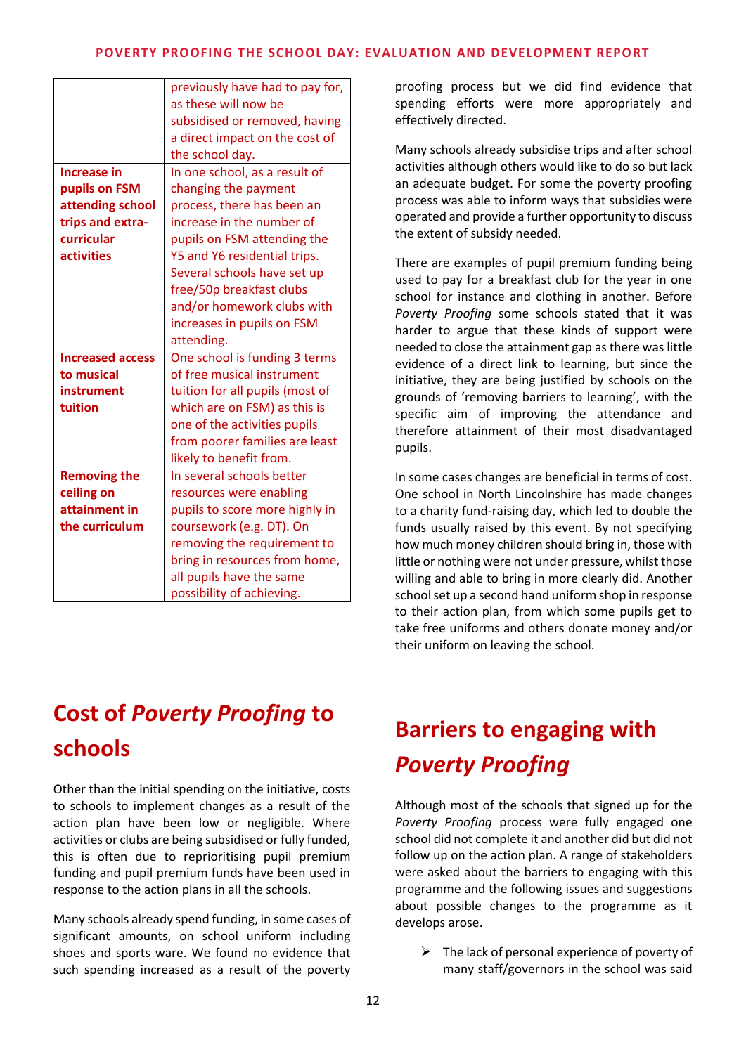|  |  |
|---|---|
|  | previously have had to pay for, as these will now be subsidised or removed, having a direct impact on the cost of the school day. |
| **Increase in pupils on FSM attending school trips and extra-curricular activities** | In one school, as a result of changing the payment process, there has been an increase in the number of pupils on FSM attending the Y5 and Y6 residential trips. Several schools have set up free/50p breakfast clubs and/or homework clubs with increases in pupils on FSM attending. |
| **Increased access to musical instrument tuition** | One school is funding 3 terms of free musical instrument tuition for all pupils (most of which are on FSM) as this is one of the activities pupils from poorer families are least likely to benefit from. |
| **Removing the ceiling on attainment in the curriculum** | In several schools better resources were enabling pupils to score more highly in coursework (e.g. DT). On removing the requirement to bring in resources from home, all pupils have the same possibility of achieving. |

## Cost of *Poverty Proofing* to schools

Other than the initial spending on the initiative, costs to schools to implement changes as a result of the action plan have been low or negligible. Where activities or clubs are being subsidised or fully funded, this is often due to reprioritising pupil premium funding and pupil premium funds have been used in response to the action plans in all the schools.

Many schools already spend funding, in some cases of significant amounts, on school uniform including shoes and sports ware. We found no evidence that such spending increased as a result of the poverty proofing process but we did find evidence that spending efforts were more appropriately and effectively directed.

Many schools already subsidise trips and after school activities although others would like to do so but lack an adequate budget. For some the poverty proofing process was able to inform ways that subsidies were operated and provide a further opportunity to discuss the extent of subsidy needed.

There are examples of pupil premium funding being used to pay for a breakfast club for the year in one school for instance and clothing in another. Before *Poverty Proofing* some schools stated that it was harder to argue that these kinds of support were needed to close the attainment gap as there was little evidence of a direct link to learning, but since the initiative, they are being justified by schools on the grounds of 'removing barriers to learning', with the specific aim of improving the attendance and therefore attainment of their most disadvantaged pupils.

In some cases changes are beneficial in terms of cost. One school in North Lincolnshire has made changes to a charity fund-raising day, which led to double the funds usually raised by this event. By not specifying how much money children should bring in, those with little or nothing were not under pressure, whilst those willing and able to bring in more clearly did. Another school set up a second hand uniform shop in response to their action plan, from which some pupils get to take free uniforms and others donate money and/or their uniform on leaving the school.

## Barriers to engaging with *Poverty Proofing*

Although most of the schools that signed up for the *Poverty Proofing* process were fully engaged one school did not complete it and another did but did not follow up on the action plan. A range of stakeholders were asked about the barriers to engaging with this programme and the following issues and suggestions about possible changes to the programme as it develops arose.

- The lack of personal experience of poverty of many staff/governors in the school was said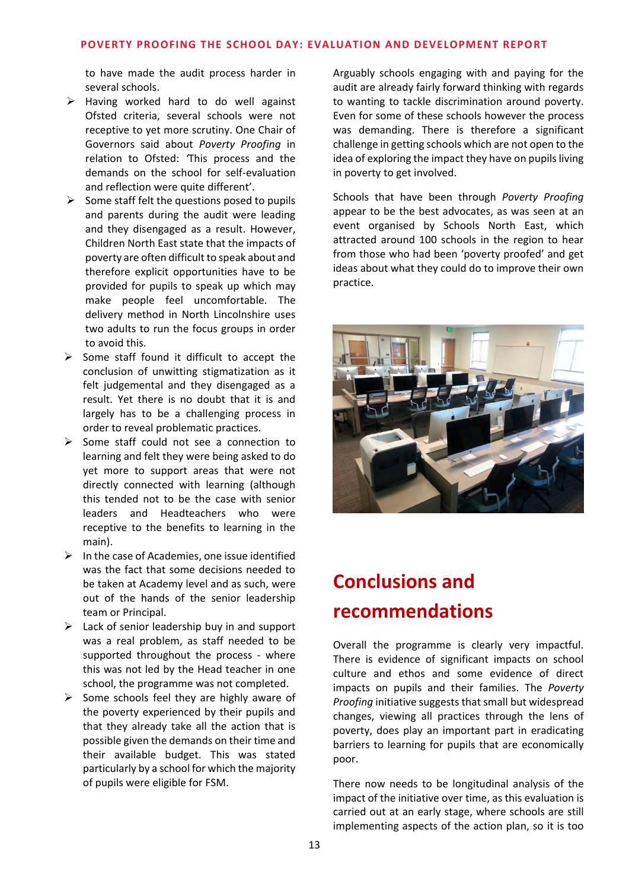to have made the audit process harder in several schools.

- Having worked hard to do well against Ofsted criteria, several schools were not receptive to yet more scrutiny. One Chair of Governors said about *Poverty Proofing* in relation to Ofsted: 'This process and the demands on the school for self-evaluation and reflection were quite different'.
- Some staff felt the questions posed to pupils and parents during the audit were leading and they disengaged as a result. However, Children North East state that the impacts of poverty are often difficult to speak about and therefore explicit opportunities have to be provided for pupils to speak up which may make people feel uncomfortable. The delivery method in North Lincolnshire uses two adults to run the focus groups in order to avoid this.
- Some staff found it difficult to accept the conclusion of unwitting stigmatization as it felt judgemental and they disengaged as a result. Yet there is no doubt that it is and largely has to be a challenging process in order to reveal problematic practices.
- Some staff could not see a connection to learning and felt they were being asked to do yet more to support areas that were not directly connected with learning (although this tended not to be the case with senior leaders and Headteachers who were receptive to the benefits to learning in the main).
- In the case of Academies, one issue identified was the fact that some decisions needed to be taken at Academy level and as such, were out of the hands of the senior leadership team or Principal.
- Lack of senior leadership buy in and support was a real problem, as staff needed to be supported throughout the process - where this was not led by the Head teacher in one school, the programme was not completed.
- Some schools feel they are highly aware of the poverty experienced by their pupils and that they already take all the action that is possible given the demands on their time and their available budget. This was stated particularly by a school for which the majority of pupils were eligible for FSM.

Arguably schools engaging with and paying for the audit are already fairly forward thinking with regards to wanting to tackle discrimination around poverty. Even for some of these schools however the process was demanding. There is therefore a significant challenge in getting schools which are not open to the idea of exploring the impact they have on pupils living in poverty to get involved.

Schools that have been through *Poverty Proofing* appear to be the best advocates, as was seen at an event organised by Schools North East, which attracted around 100 schools in the region to hear from those who had been 'poverty proofed' and get ideas about what they could do to improve their own practice.

## Conclusions and recommendations

Overall the programme is clearly very impactful. There is evidence of significant impacts on school culture and ethos and some evidence of direct impacts on pupils and their families. The *Poverty Proofing* initiative suggests that small but widespread changes, viewing all practices through the lens of poverty, does play an important part in eradicating barriers to learning for pupils that are economically poor.

There now needs to be longitudinal analysis of the impact of the initiative over time, as this evaluation is carried out at an early stage, where schools are still implementing aspects of the action plan, so it is too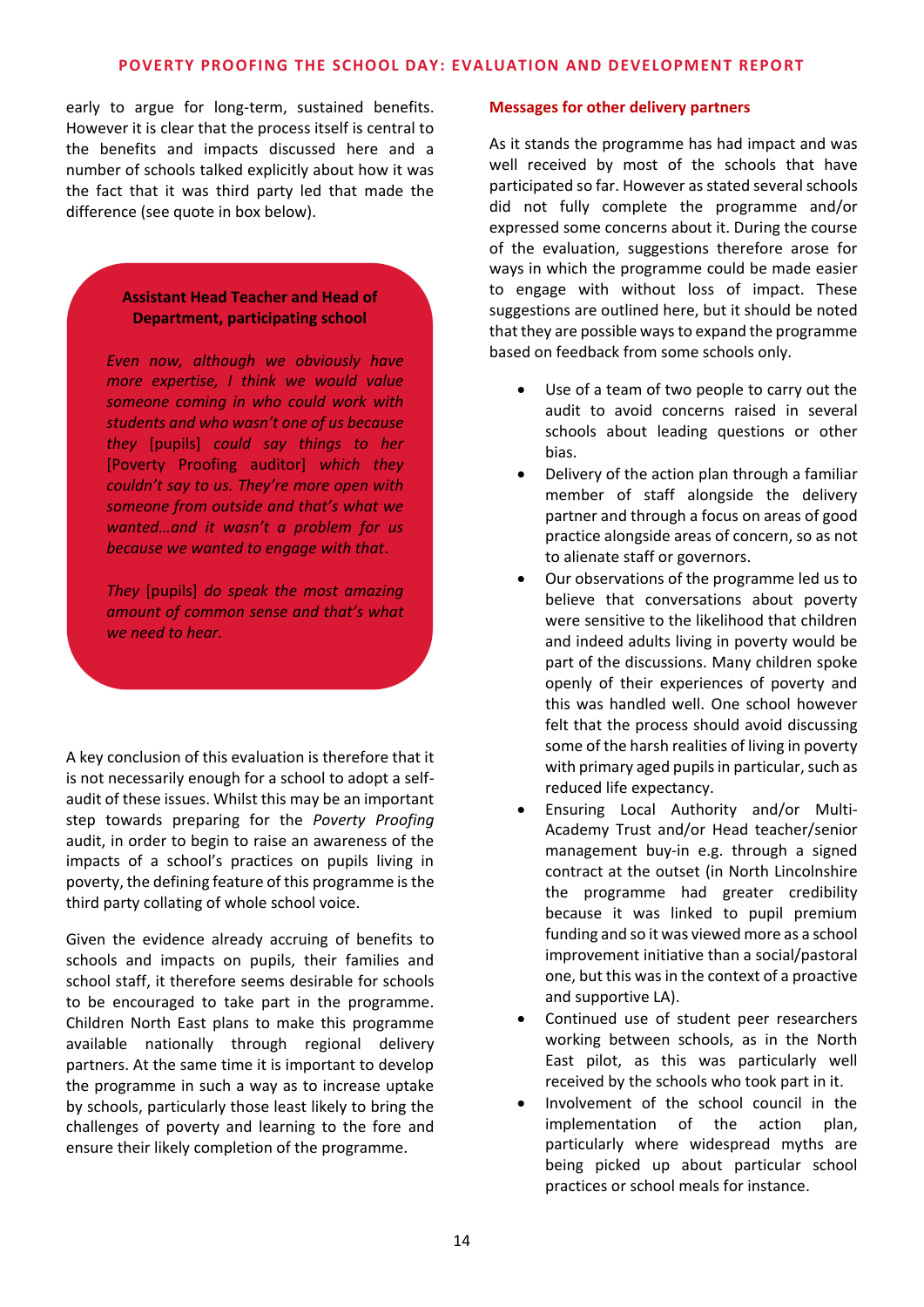early to argue for long-term, sustained benefits. However it is clear that the process itself is central to the benefits and impacts discussed here and a number of schools talked explicitly about how it was the fact that it was third party led that made the difference (see quote in box below).

> **Assistant Head Teacher and Head of Department, participating school**
>
> *Even now, although we obviously have more expertise, I think we would value someone coming in who could work with students and who wasn't one of us because they* [pupils] *could say things to her* [Poverty Proofing auditor] *which they couldn't say to us. They're more open with someone from outside and that's what we wanted…and it wasn't a problem for us because we wanted to engage with that.*
>
> *They* [pupils] *do speak the most amazing amount of common sense and that's what we need to hear.*

A key conclusion of this evaluation is therefore that it is not necessarily enough for a school to adopt a self-audit of these issues. Whilst this may be an important step towards preparing for the *Poverty Proofing* audit, in order to begin to raise an awareness of the impacts of a school's practices on pupils living in poverty, the defining feature of this programme is the third party collating of whole school voice.

Given the evidence already accruing of benefits to schools and impacts on pupils, their families and school staff, it therefore seems desirable for schools to be encouraged to take part in the programme. Children North East plans to make this programme available nationally through regional delivery partners. At the same time it is important to develop the programme in such a way as to increase uptake by schools, particularly those least likely to bring the challenges of poverty and learning to the fore and ensure their likely completion of the programme.

## Messages for other delivery partners

As it stands the programme has had impact and was well received by most of the schools that have participated so far. However as stated several schools did not fully complete the programme and/or expressed some concerns about it. During the course of the evaluation, suggestions therefore arose for ways in which the programme could be made easier to engage with without loss of impact. These suggestions are outlined here, but it should be noted that they are possible ways to expand the programme based on feedback from some schools only.

- Use of a team of two people to carry out the audit to avoid concerns raised in several schools about leading questions or other bias.
- Delivery of the action plan through a familiar member of staff alongside the delivery partner and through a focus on areas of good practice alongside areas of concern, so as not to alienate staff or governors.
- Our observations of the programme led us to believe that conversations about poverty were sensitive to the likelihood that children and indeed adults living in poverty would be part of the discussions. Many children spoke openly of their experiences of poverty and this was handled well. One school however felt that the process should avoid discussing some of the harsh realities of living in poverty with primary aged pupils in particular, such as reduced life expectancy.
- Ensuring Local Authority and/or Multi-Academy Trust and/or Head teacher/senior management buy-in e.g. through a signed contract at the outset (in North Lincolnshire the programme had greater credibility because it was linked to pupil premium funding and so it was viewed more as a school improvement initiative than a social/pastoral one, but this was in the context of a proactive and supportive LA).
- Continued use of student peer researchers working between schools, as in the North East pilot, as this was particularly well received by the schools who took part in it.
- Involvement of the school council in the implementation of the action plan, particularly where widespread myths are being picked up about particular school practices or school meals for instance.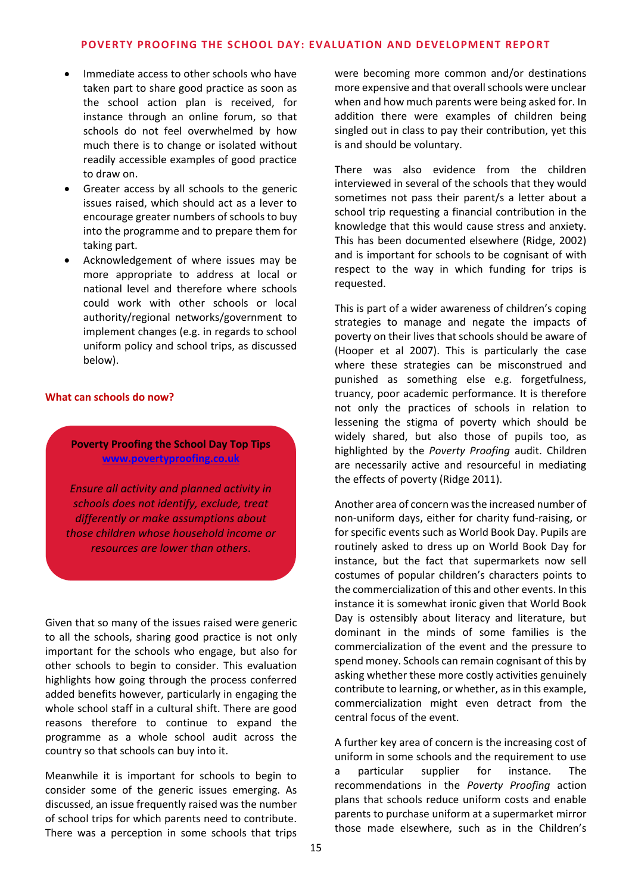- Immediate access to other schools who have taken part to share good practice as soon as the school action plan is received, for instance through an online forum, so that schools do not feel overwhelmed by how much there is to change or isolated without readily accessible examples of good practice to draw on.
- Greater access by all schools to the generic issues raised, which should act as a lever to encourage greater numbers of schools to buy into the programme and to prepare them for taking part.
- Acknowledgement of where issues may be more appropriate to address at local or national level and therefore where schools could work with other schools or local authority/regional networks/government to implement changes (e.g. in regards to school uniform policy and school trips, as discussed below).

### What can schools do now?

> **Poverty Proofing the School Day Top Tips**
> [www.povertyproofing.co.uk](www.povertyproofing.co.uk)
>
> *Ensure all activity and planned activity in schools does not identify, exclude, treat differently or make assumptions about those children whose household income or resources are lower than others.*

Given that so many of the issues raised were generic to all the schools, sharing good practice is not only important for the schools who engage, but also for other schools to begin to consider. This evaluation highlights how going through the process conferred added benefits however, particularly in engaging the whole school staff in a cultural shift. There are good reasons therefore to continue to expand the programme as a whole school audit across the country so that schools can buy into it.

Meanwhile it is important for schools to begin to consider some of the generic issues emerging. As discussed, an issue frequently raised was the number of school trips for which parents need to contribute. There was a perception in some schools that trips were becoming more common and/or destinations more expensive and that overall schools were unclear when and how much parents were being asked for. In addition there were examples of children being singled out in class to pay their contribution, yet this is and should be voluntary.

There was also evidence from the children interviewed in several of the schools that they would sometimes not pass their parent/s a letter about a school trip requesting a financial contribution in the knowledge that this would cause stress and anxiety. This has been documented elsewhere (Ridge, 2002) and is important for schools to be cognisant of with respect to the way in which funding for trips is requested.

This is part of a wider awareness of children's coping strategies to manage and negate the impacts of poverty on their lives that schools should be aware of (Hooper et al 2007). This is particularly the case where these strategies can be misconstrued and punished as something else e.g. forgetfulness, truancy, poor academic performance. It is therefore not only the practices of schools in relation to lessening the stigma of poverty which should be widely shared, but also those of pupils too, as highlighted by the *Poverty Proofing* audit. Children are necessarily active and resourceful in mediating the effects of poverty (Ridge 2011).

Another area of concern was the increased number of non-uniform days, either for charity fund-raising, or for specific events such as World Book Day. Pupils are routinely asked to dress up on World Book Day for instance, but the fact that supermarkets now sell costumes of popular children's characters points to the commercialization of this and other events. In this instance it is somewhat ironic given that World Book Day is ostensibly about literacy and literature, but dominant in the minds of some families is the commercialization of the event and the pressure to spend money. Schools can remain cognisant of this by asking whether these more costly activities genuinely contribute to learning, or whether, as in this example, commercialization might even detract from the central focus of the event.

A further key area of concern is the increasing cost of uniform in some schools and the requirement to use a particular supplier for instance. The recommendations in the *Poverty Proofing* action plans that schools reduce uniform costs and enable parents to purchase uniform at a supermarket mirror those made elsewhere, such as in the Children's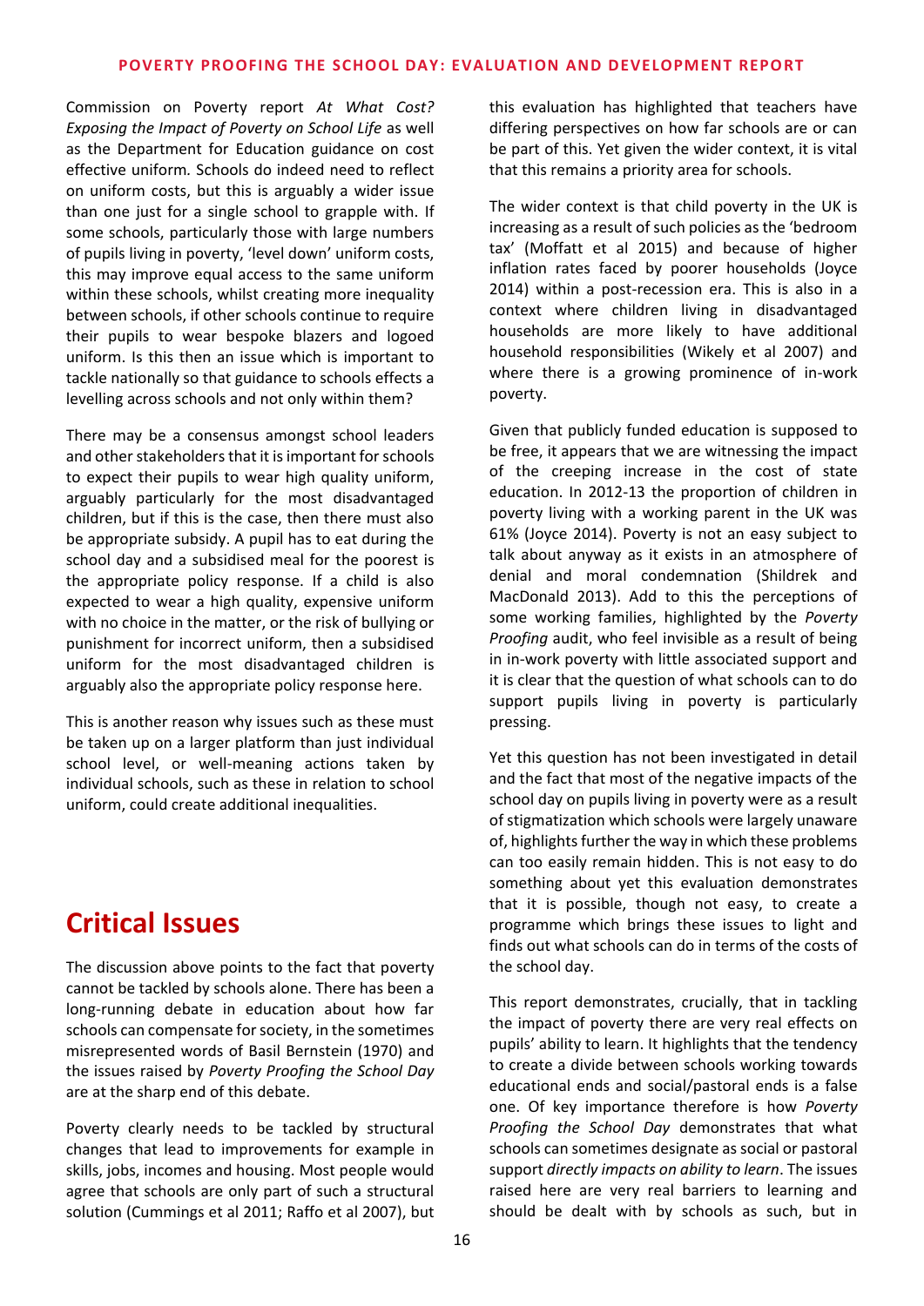Commission on Poverty report *At What Cost? Exposing the Impact of Poverty on School Life* as well as the Department for Education guidance on cost effective uniform*.* Schools do indeed need to reflect on uniform costs, but this is arguably a wider issue than one just for a single school to grapple with. If some schools, particularly those with large numbers of pupils living in poverty, 'level down' uniform costs, this may improve equal access to the same uniform within these schools, whilst creating more inequality between schools, if other schools continue to require their pupils to wear bespoke blazers and logoed uniform. Is this then an issue which is important to tackle nationally so that guidance to schools effects a levelling across schools and not only within them?

There may be a consensus amongst school leaders and other stakeholders that it is important for schools to expect their pupils to wear high quality uniform, arguably particularly for the most disadvantaged children, but if this is the case, then there must also be appropriate subsidy. A pupil has to eat during the school day and a subsidised meal for the poorest is the appropriate policy response. If a child is also expected to wear a high quality, expensive uniform with no choice in the matter, or the risk of bullying or punishment for incorrect uniform, then a subsidised uniform for the most disadvantaged children is arguably also the appropriate policy response here.

This is another reason why issues such as these must be taken up on a larger platform than just individual school level, or well-meaning actions taken by individual schools, such as these in relation to school uniform, could create additional inequalities.

## Critical Issues

The discussion above points to the fact that poverty cannot be tackled by schools alone. There has been a long-running debate in education about how far schools can compensate for society, in the sometimes misrepresented words of Basil Bernstein (1970) and the issues raised by *Poverty Proofing the School Day* are at the sharp end of this debate.

Poverty clearly needs to be tackled by structural changes that lead to improvements for example in skills, jobs, incomes and housing. Most people would agree that schools are only part of such a structural solution (Cummings et al 2011; Raffo et al 2007), but this evaluation has highlighted that teachers have differing perspectives on how far schools are or can be part of this. Yet given the wider context, it is vital that this remains a priority area for schools.

The wider context is that child poverty in the UK is increasing as a result of such policies as the 'bedroom tax' (Moffatt et al 2015) and because of higher inflation rates faced by poorer households (Joyce 2014) within a post-recession era. This is also in a context where children living in disadvantaged households are more likely to have additional household responsibilities (Wikely et al 2007) and where there is a growing prominence of in-work poverty.

Given that publicly funded education is supposed to be free, it appears that we are witnessing the impact of the creeping increase in the cost of state education. In 2012-13 the proportion of children in poverty living with a working parent in the UK was 61% (Joyce 2014). Poverty is not an easy subject to talk about anyway as it exists in an atmosphere of denial and moral condemnation (Shildrek and MacDonald 2013). Add to this the perceptions of some working families, highlighted by the *Poverty Proofing* audit, who feel invisible as a result of being in in-work poverty with little associated support and it is clear that the question of what schools can to do support pupils living in poverty is particularly pressing.

Yet this question has not been investigated in detail and the fact that most of the negative impacts of the school day on pupils living in poverty were as a result of stigmatization which schools were largely unaware of, highlights further the way in which these problems can too easily remain hidden. This is not easy to do something about yet this evaluation demonstrates that it is possible, though not easy, to create a programme which brings these issues to light and finds out what schools can do in terms of the costs of the school day.

This report demonstrates, crucially, that in tackling the impact of poverty there are very real effects on pupils' ability to learn. It highlights that the tendency to create a divide between schools working towards educational ends and social/pastoral ends is a false one. Of key importance therefore is how *Poverty Proofing the School Day* demonstrates that what schools can sometimes designate as social or pastoral support *directly impacts on ability to learn*. The issues raised here are very real barriers to learning and should be dealt with by schools as such, but in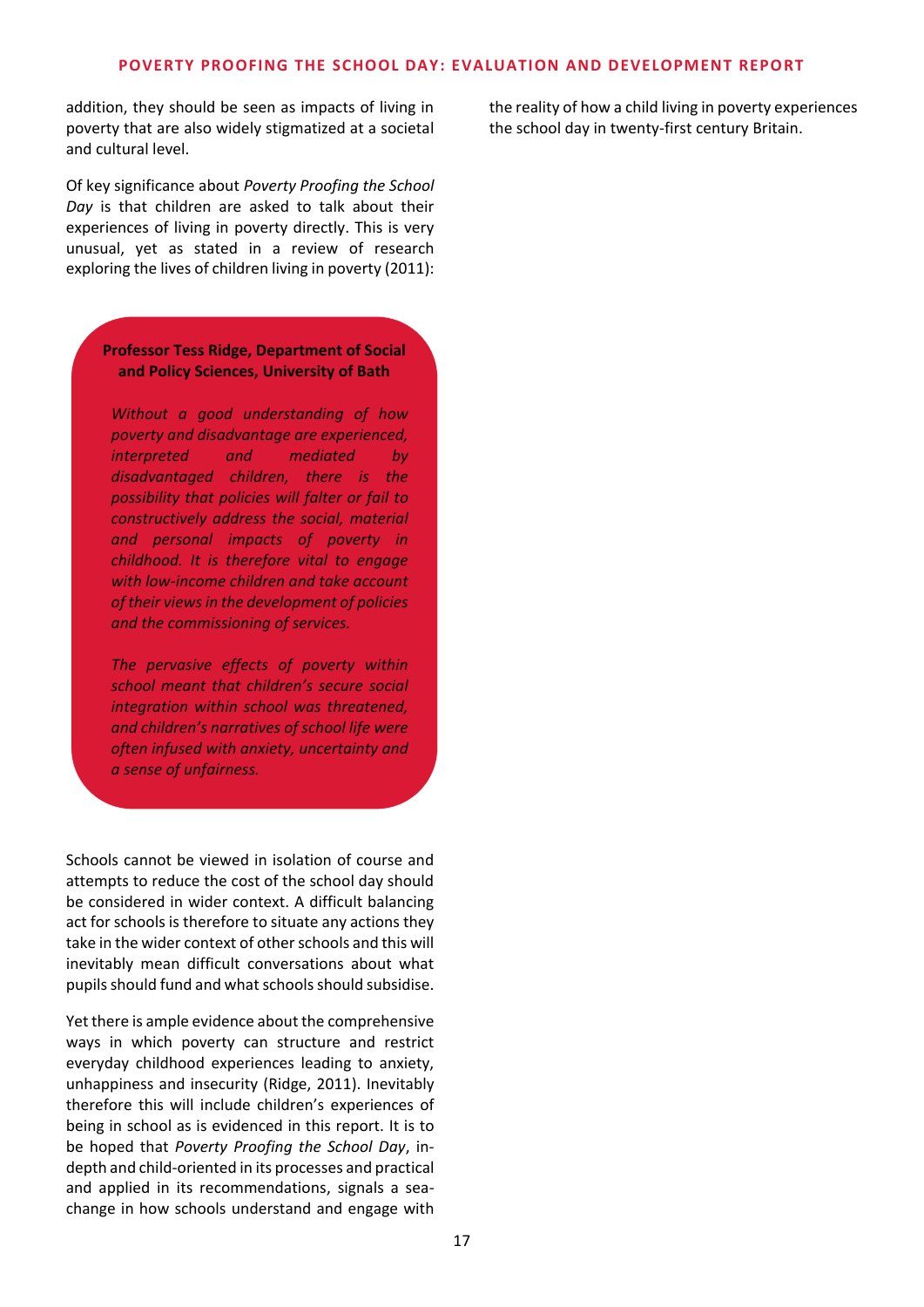addition, they should be seen as impacts of living in poverty that are also widely stigmatized at a societal and cultural level.

Of key significance about *Poverty Proofing the School Day* is that children are asked to talk about their experiences of living in poverty directly. This is very unusual, yet as stated in a review of research exploring the lives of children living in poverty (2011):

> **Professor Tess Ridge, Department of Social and Policy Sciences, University of Bath**
>
> *Without a good understanding of how poverty and disadvantage are experienced, interpreted and mediated by disadvantaged children, there is the possibility that policies will falter or fail to constructively address the social, material and personal impacts of poverty in childhood. It is therefore vital to engage with low-income children and take account of their views in the development of policies and the commissioning of services.*
>
> *The pervasive effects of poverty within school meant that children's secure social integration within school was threatened, and children's narratives of school life were often infused with anxiety, uncertainty and a sense of unfairness.*

Schools cannot be viewed in isolation of course and attempts to reduce the cost of the school day should be considered in wider context. A difficult balancing act for schools is therefore to situate any actions they take in the wider context of other schools and this will inevitably mean difficult conversations about what pupils should fund and what schools should subsidise.

Yet there is ample evidence about the comprehensive ways in which poverty can structure and restrict everyday childhood experiences leading to anxiety, unhappiness and insecurity (Ridge, 2011). Inevitably therefore this will include children's experiences of being in school as is evidenced in this report. It is to be hoped that *Poverty Proofing the School Day*, in-depth and child-oriented in its processes and practical and applied in its recommendations, signals a sea-change in how schools understand and engage with the reality of how a child living in poverty experiences the school day in twenty-first century Britain.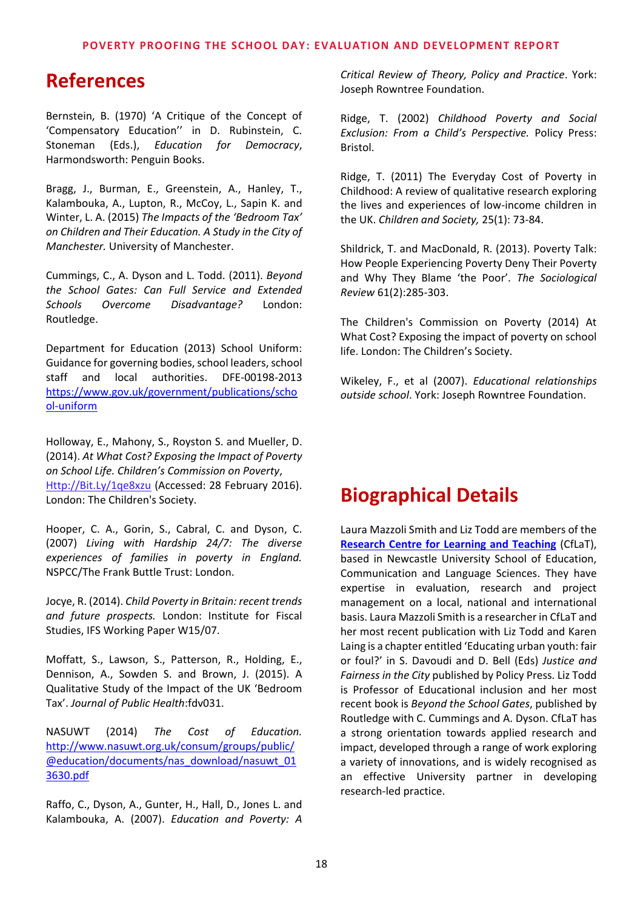## References

Bernstein, B. (1970) 'A Critique of the Concept of 'Compensatory Education'' in D. Rubinstein, C. Stoneman (Eds.), *Education for Democracy*, Harmondsworth: Penguin Books.

Bragg, J., Burman, E., Greenstein, A., Hanley, T., Kalambouka, A., Lupton, R., McCoy, L., Sapin K. and Winter, L. A. (2015) *The Impacts of the 'Bedroom Tax' on Children and Their Education. A Study in the City of Manchester.* University of Manchester.

Cummings, C., A. Dyson and L. Todd. (2011). *Beyond the School Gates: Can Full Service and Extended Schools Overcome Disadvantage?* London: Routledge.

Department for Education (2013) School Uniform: Guidance for governing bodies, school leaders, school staff and local authorities. DFE-00198-2013 https://www.gov.uk/government/publications/school-uniform

Holloway, E., Mahony, S., Royston S. and Mueller, D. (2014). *At What Cost? Exposing the Impact of Poverty on School Life. Children's Commission on Poverty*, Http://Bit.Ly/1qe8xzu (Accessed: 28 February 2016). London: The Children's Society.

Hooper, C. A., Gorin, S., Cabral, C. and Dyson, C. (2007) *Living with Hardship 24/7: The diverse experiences of families in poverty in England.* NSPCC/The Frank Buttle Trust: London.

Jocye, R. (2014). *Child Poverty in Britain: recent trends and future prospects.* London: Institute for Fiscal Studies, IFS Working Paper W15/07.

Moffatt, S., Lawson, S., Patterson, R., Holding, E., Dennison, A., Sowden S. and Brown, J. (2015). A Qualitative Study of the Impact of the UK 'Bedroom Tax'. *Journal of Public Health*:fdv031.

NASUWT (2014) *The Cost of Education.* http://www.nasuwt.org.uk/consum/groups/public/@education/documents/nas_download/nasuwt_013630.pdf

Raffo, C., Dyson, A., Gunter, H., Hall, D., Jones L. and Kalambouka, A. (2007). *Education and Poverty: A Critical Review of Theory, Policy and Practice*. York: Joseph Rowntree Foundation.

Ridge, T. (2002) *Childhood Poverty and Social Exclusion: From a Child's Perspective.* Policy Press: Bristol.

Ridge, T. (2011) The Everyday Cost of Poverty in Childhood: A review of qualitative research exploring the lives and experiences of low-income children in the UK. *Children and Society,* 25(1): 73-84.

Shildrick, T. and MacDonald, R. (2013). Poverty Talk: How People Experiencing Poverty Deny Their Poverty and Why They Blame 'the Poor'. *The Sociological Review* 61(2):285-303.

The Children's Commission on Poverty (2014) At What Cost? Exposing the impact of poverty on school life. London: The Children's Society.

Wikeley, F., et al (2007). *Educational relationships outside school*. York: Joseph Rowntree Foundation.

## Biographical Details

Laura Mazzoli Smith and Liz Todd are members of the **Research Centre for Learning and Teaching** (CfLaT), based in Newcastle University School of Education, Communication and Language Sciences. They have expertise in evaluation, research and project management on a local, national and international basis. Laura Mazzoli Smith is a researcher in CfLaT and her most recent publication with Liz Todd and Karen Laing is a chapter entitled 'Educating urban youth: fair or foul?' in S. Davoudi and D. Bell (Eds) *Justice and Fairness in the City* published by Policy Press. Liz Todd is Professor of Educational inclusion and her most recent book is *Beyond the School Gates*, published by Routledge with C. Cummings and A. Dyson. CfLaT has a strong orientation towards applied research and impact, developed through a range of work exploring a variety of innovations, and is widely recognised as an effective University partner in developing research-led practice.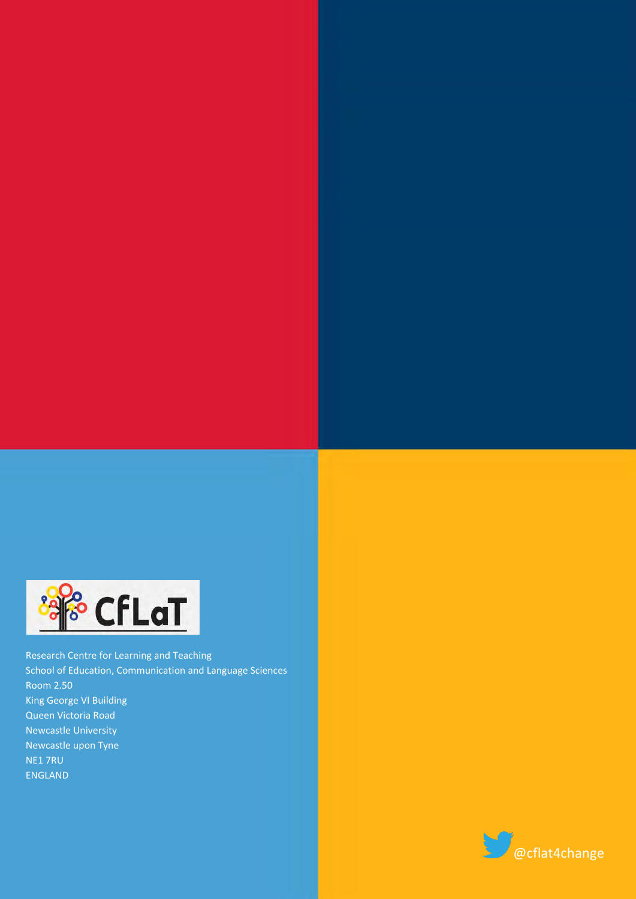CfLaT

Research Centre for Learning and Teaching
School of Education, Communication and Language Sciences
Room 2.50
King George VI Building
Queen Victoria Road
Newcastle University
Newcastle upon Tyne
NE1 7RU
ENGLAND

@cflat4change